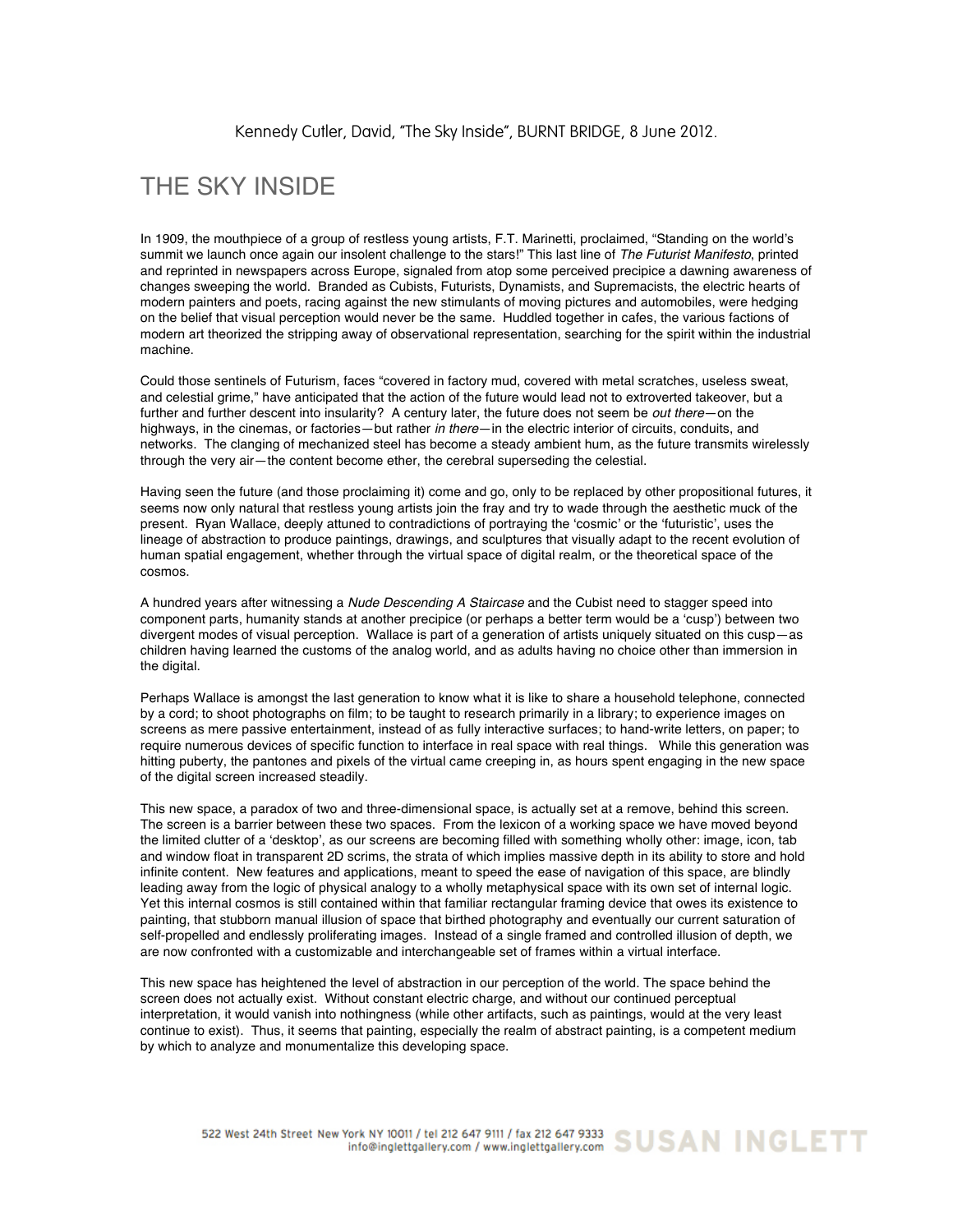Kennedy Cutler, David, "The Sky Inside", BURNT BRIDGE, 8 June 2012.

# THE SKY INSIDE

In 1909, the mouthpiece of a group of restless young artists, F.T. Marinetti, proclaimed, "Standing on the world's summit we launch once again our insolent challenge to the stars!" This last line of *The Futurist Manifesto*, printed and reprinted in newspapers across Europe, signaled from atop some perceived precipice a dawning awareness of changes sweeping the world. Branded as Cubists, Futurists, Dynamists, and Supremacists, the electric hearts of modern painters and poets, racing against the new stimulants of moving pictures and automobiles, were hedging on the belief that visual perception would never be the same. Huddled together in cafes, the various factions of modern art theorized the stripping away of observational representation, searching for the spirit within the industrial machine.

Could those sentinels of Futurism, faces "covered in factory mud, covered with metal scratches, useless sweat, and celestial grime," have anticipated that the action of the future would lead not to extroverted takeover, but a further and further descent into insularity? A century later, the future does not seem be *out there*—on the highways, in the cinemas, or factories—but rather *in there*—in the electric interior of circuits, conduits, and networks. The clanging of mechanized steel has become a steady ambient hum, as the future transmits wirelessly through the very air—the content become ether, the cerebral superseding the celestial.

Having seen the future (and those proclaiming it) come and go, only to be replaced by other propositional futures, it seems now only natural that restless young artists join the fray and try to wade through the aesthetic muck of the present. Ryan Wallace, deeply attuned to contradictions of portraying the 'cosmic' or the 'futuristic', uses the lineage of abstraction to produce paintings, drawings, and sculptures that visually adapt to the recent evolution of human spatial engagement, whether through the virtual space of digital realm, or the theoretical space of the cosmos.

A hundred years after witnessing a *Nude Descending A Staircase* and the Cubist need to stagger speed into component parts, humanity stands at another precipice (or perhaps a better term would be a 'cusp') between two divergent modes of visual perception. Wallace is part of a generation of artists uniquely situated on this cusp—as children having learned the customs of the analog world, and as adults having no choice other than immersion in the digital.

Perhaps Wallace is amongst the last generation to know what it is like to share a household telephone, connected by a cord; to shoot photographs on film; to be taught to research primarily in a library; to experience images on screens as mere passive entertainment, instead of as fully interactive surfaces; to hand-write letters, on paper; to require numerous devices of specific function to interface in real space with real things. While this generation was hitting puberty, the pantones and pixels of the virtual came creeping in, as hours spent engaging in the new space of the digital screen increased steadily.

This new space, a paradox of two and three-dimensional space, is actually set at a remove, behind this screen. The screen is a barrier between these two spaces. From the lexicon of a working space we have moved beyond the limited clutter of a 'desktop', as our screens are becoming filled with something wholly other: image, icon, tab and window float in transparent 2D scrims, the strata of which implies massive depth in its ability to store and hold infinite content. New features and applications, meant to speed the ease of navigation of this space, are blindly leading away from the logic of physical analogy to a wholly metaphysical space with its own set of internal logic. Yet this internal cosmos is still contained within that familiar rectangular framing device that owes its existence to painting, that stubborn manual illusion of space that birthed photography and eventually our current saturation of self-propelled and endlessly proliferating images. Instead of a single framed and controlled illusion of depth, we are now confronted with a customizable and interchangeable set of frames within a virtual interface.

This new space has heightened the level of abstraction in our perception of the world. The space behind the screen does not actually exist. Without constant electric charge, and without our continued perceptual interpretation, it would vanish into nothingness (while other artifacts, such as paintings, would at the very least continue to exist). Thus, it seems that painting, especially the realm of abstract painting, is a competent medium by which to analyze and monumentalize this developing space.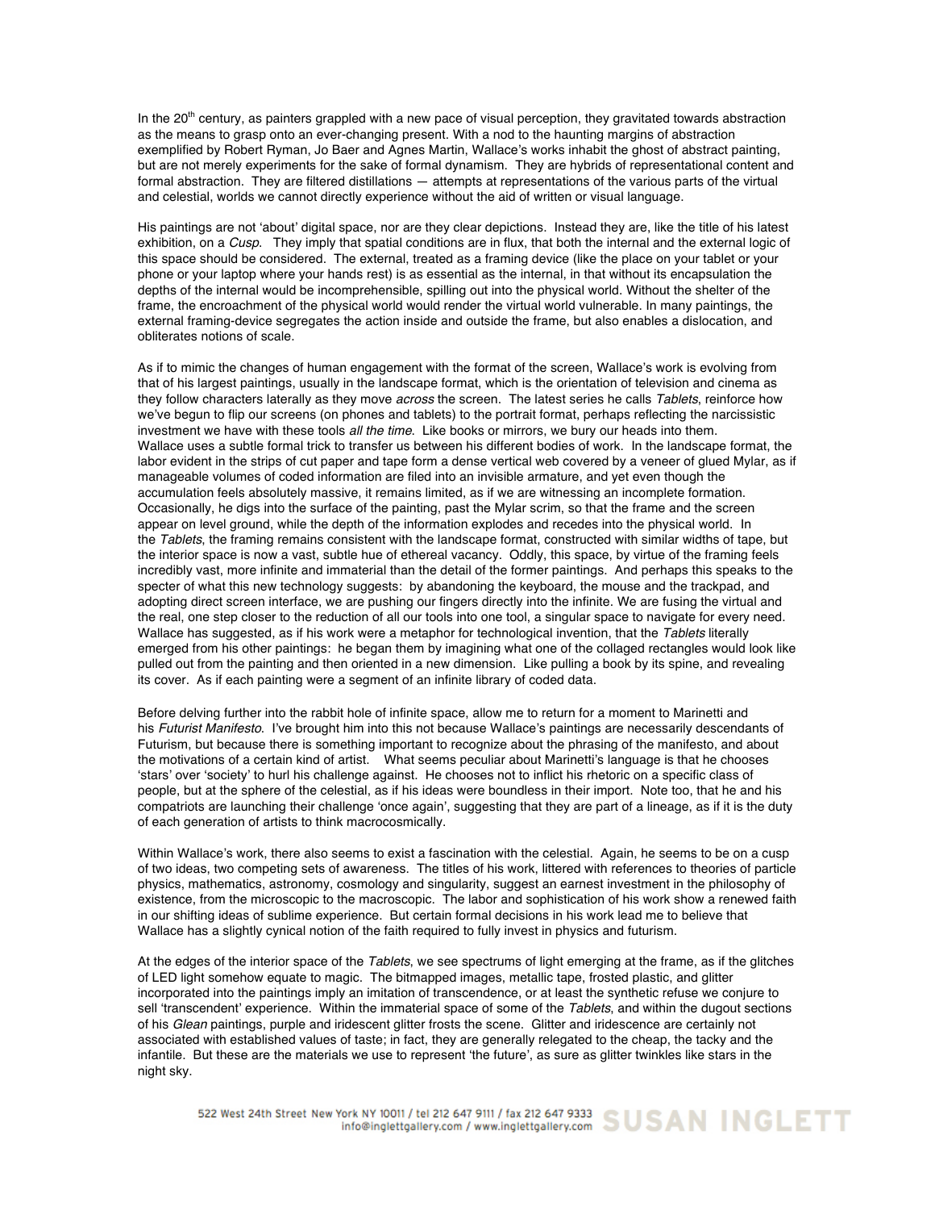In the 20th century, as painters grappled with a new pace of visual perception, they gravitated towards abstraction as the means to grasp onto an ever-changing present. With a nod to the haunting margins of abstraction exemplified by Robert Ryman, Jo Baer and Agnes Martin, Wallace's works inhabit the ghost of abstract painting, but are not merely experiments for the sake of formal dynamism. They are hybrids of representational content and formal abstraction. They are filtered distillations — attempts at representations of the various parts of the virtual and celestial, worlds we cannot directly experience without the aid of written or visual language.

His paintings are not 'about' digital space, nor are they clear depictions. Instead they are, like the title of his latest exhibition, on a *Cusp*. They imply that spatial conditions are in flux, that both the internal and the external logic of this space should be considered. The external, treated as a framing device (like the place on your tablet or your phone or your laptop where your hands rest) is as essential as the internal, in that without its encapsulation the depths of the internal would be incomprehensible, spilling out into the physical world. Without the shelter of the frame, the encroachment of the physical world would render the virtual world vulnerable. In many paintings, the external framing-device segregates the action inside and outside the frame, but also enables a dislocation, and obliterates notions of scale.

As if to mimic the changes of human engagement with the format of the screen, Wallace's work is evolving from that of his largest paintings, usually in the landscape format, which is the orientation of television and cinema as they follow characters laterally as they move *across* the screen. The latest series he calls *Tablets*, reinforce how we've begun to flip our screens (on phones and tablets) to the portrait format, perhaps reflecting the narcissistic investment we have with these tools *all the time*. Like books or mirrors, we bury our heads into them. Wallace uses a subtle formal trick to transfer us between his different bodies of work. In the landscape format, the labor evident in the strips of cut paper and tape form a dense vertical web covered by a veneer of glued Mylar, as if manageable volumes of coded information are filed into an invisible armature, and yet even though the accumulation feels absolutely massive, it remains limited, as if we are witnessing an incomplete formation. Occasionally, he digs into the surface of the painting, past the Mylar scrim, so that the frame and the screen appear on level ground, while the depth of the information explodes and recedes into the physical world. In the *Tablets*, the framing remains consistent with the landscape format, constructed with similar widths of tape, but the interior space is now a vast, subtle hue of ethereal vacancy. Oddly, this space, by virtue of the framing feels incredibly vast, more infinite and immaterial than the detail of the former paintings. And perhaps this speaks to the specter of what this new technology suggests: by abandoning the keyboard, the mouse and the trackpad, and adopting direct screen interface, we are pushing our fingers directly into the infinite. We are fusing the virtual and the real, one step closer to the reduction of all our tools into one tool, a singular space to navigate for every need. Wallace has suggested, as if his work were a metaphor for technological invention, that the *Tablets* literally emerged from his other paintings: he began them by imagining what one of the collaged rectangles would look like pulled out from the painting and then oriented in a new dimension. Like pulling a book by its spine, and revealing its cover. As if each painting were a segment of an infinite library of coded data.

Before delving further into the rabbit hole of infinite space, allow me to return for a moment to Marinetti and his *Futurist Manifesto*. I've brought him into this not because Wallace's paintings are necessarily descendants of Futurism, but because there is something important to recognize about the phrasing of the manifesto, and about the motivations of a certain kind of artist. What seems peculiar about Marinetti's language is that he chooses 'stars' over 'society' to hurl his challenge against. He chooses not to inflict his rhetoric on a specific class of people, but at the sphere of the celestial, as if his ideas were boundless in their import. Note too, that he and his compatriots are launching their challenge 'once again', suggesting that they are part of a lineage, as if it is the duty of each generation of artists to think macrocosmically.

Within Wallace's work, there also seems to exist a fascination with the celestial. Again, he seems to be on a cusp of two ideas, two competing sets of awareness. The titles of his work, littered with references to theories of particle physics, mathematics, astronomy, cosmology and singularity, suggest an earnest investment in the philosophy of existence, from the microscopic to the macroscopic. The labor and sophistication of his work show a renewed faith in our shifting ideas of sublime experience. But certain formal decisions in his work lead me to believe that Wallace has a slightly cynical notion of the faith required to fully invest in physics and futurism.

At the edges of the interior space of the *Tablets*, we see spectrums of light emerging at the frame, as if the glitches of LED light somehow equate to magic. The bitmapped images, metallic tape, frosted plastic, and glitter incorporated into the paintings imply an imitation of transcendence, or at least the synthetic refuse we conjure to sell 'transcendent' experience. Within the immaterial space of some of the *Tablets*, and within the dugout sections of his *Glean* paintings, purple and iridescent glitter frosts the scene. Glitter and iridescence are certainly not associated with established values of taste; in fact, they are generally relegated to the cheap, the tacky and the infantile. But these are the materials we use to represent 'the future', as sure as glitter twinkles like stars in the night sky.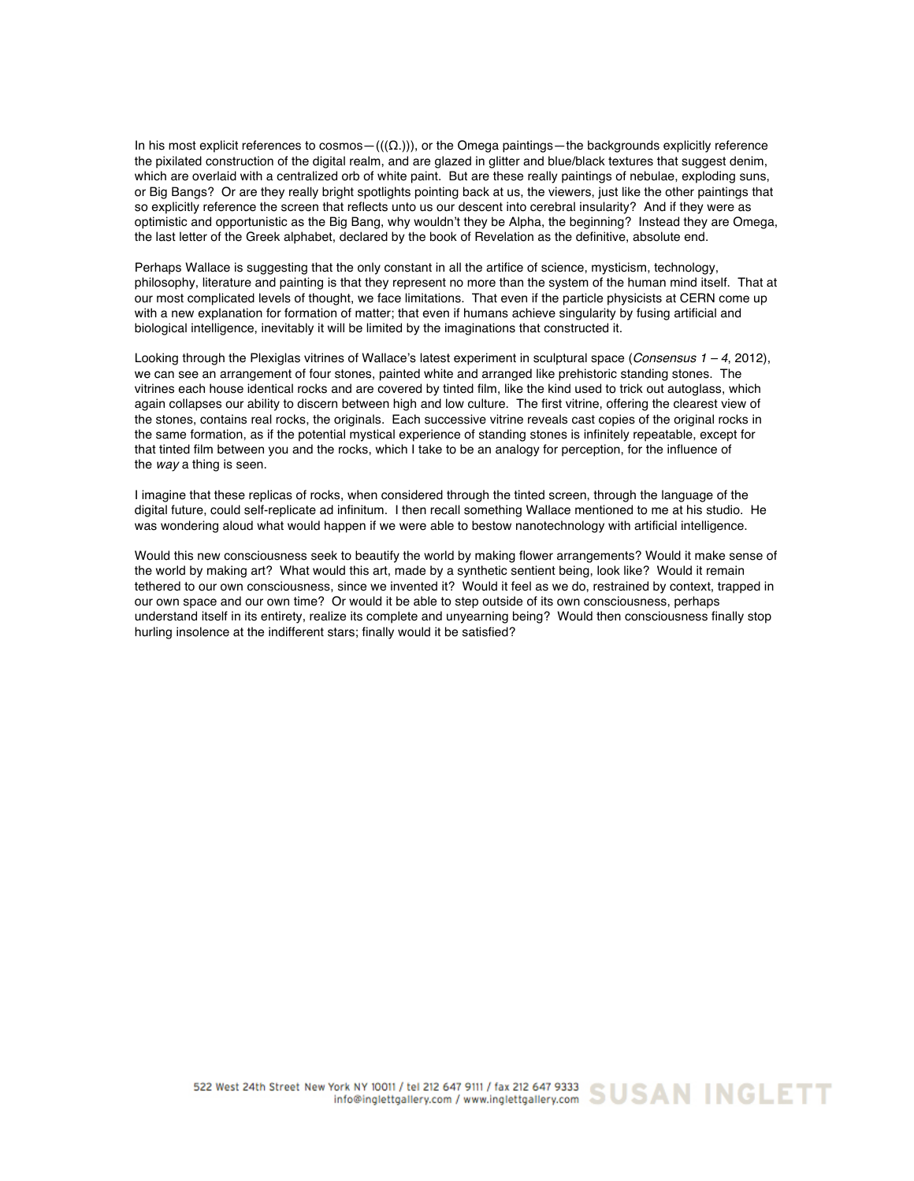In his most explicit references to cosmos—(((Ω.))), or the Omega paintings—the backgrounds explicitly reference the pixilated construction of the digital realm, and are glazed in glitter and blue/black textures that suggest denim, which are overlaid with a centralized orb of white paint. But are these really paintings of nebulae, exploding suns, or Big Bangs? Or are they really bright spotlights pointing back at us, the viewers, just like the other paintings that so explicitly reference the screen that reflects unto us our descent into cerebral insularity? And if they were as optimistic and opportunistic as the Big Bang, why wouldn't they be Alpha, the beginning? Instead they are Omega, the last letter of the Greek alphabet, declared by the book of Revelation as the definitive, absolute end.

Perhaps Wallace is suggesting that the only constant in all the artifice of science, mysticism, technology, philosophy, literature and painting is that they represent no more than the system of the human mind itself. That at our most complicated levels of thought, we face limitations. That even if the particle physicists at CERN come up with a new explanation for formation of matter; that even if humans achieve singularity by fusing artificial and biological intelligence, inevitably it will be limited by the imaginations that constructed it.

Looking through the Plexiglas vitrines of Wallace's latest experiment in sculptural space (*Consensus 1 – 4*, 2012), we can see an arrangement of four stones, painted white and arranged like prehistoric standing stones. The vitrines each house identical rocks and are covered by tinted film, like the kind used to trick out autoglass, which again collapses our ability to discern between high and low culture. The first vitrine, offering the clearest view of the stones, contains real rocks, the originals. Each successive vitrine reveals cast copies of the original rocks in the same formation, as if the potential mystical experience of standing stones is infinitely repeatable, except for that tinted film between you and the rocks, which I take to be an analogy for perception, for the influence of the *way* a thing is seen.

I imagine that these replicas of rocks, when considered through the tinted screen, through the language of the digital future, could self-replicate ad infinitum. I then recall something Wallace mentioned to me at his studio. He was wondering aloud what would happen if we were able to bestow nanotechnology with artificial intelligence.

Would this new consciousness seek to beautify the world by making flower arrangements? Would it make sense of the world by making art? What would this art, made by a synthetic sentient being, look like? Would it remain tethered to our own consciousness, since we invented it? Would it feel as we do, restrained by context, trapped in our own space and our own time? Or would it be able to step outside of its own consciousness, perhaps understand itself in its entirety, realize its complete and unyearning being? Would then consciousness finally stop hurling insolence at the indifferent stars; finally would it be satisfied?